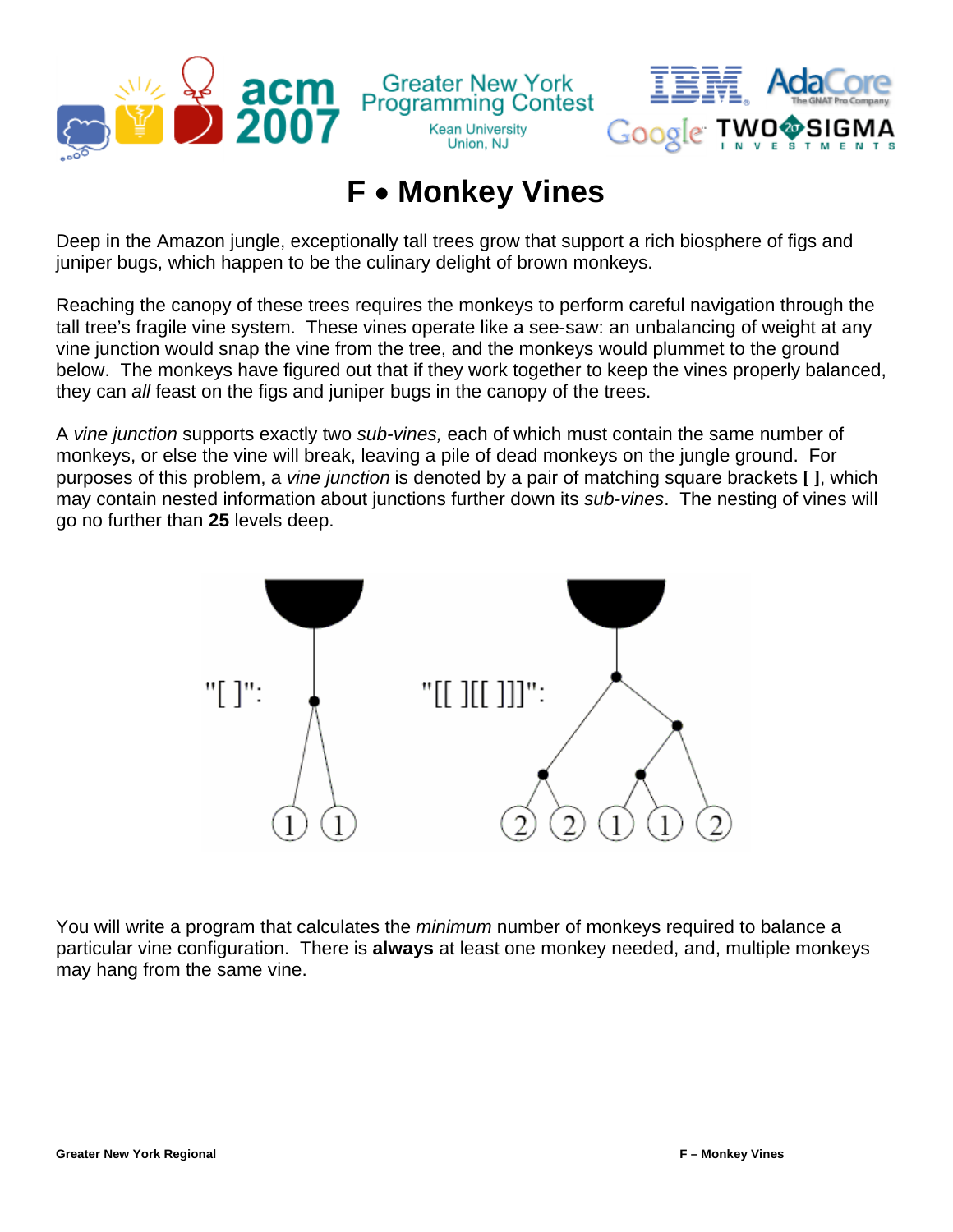# F • Monkey Vines

Deep in the Amazon jungle, exceptionally tall trees grow that support a rich biosphere of figs and juniper bugs, which happen to be the culinary delight of brown monkeys.

Reaching the canopy of these trees requires the monkeys to perform careful navigation through the tall tree's fragile vine system. These vines operate like a see-saw: an unbalancing of weight at any vine junction would snap the vine from the tree, and the monkeys would plummet to the ground below. The monkeys have figured out that if they work together to keep the vines properly balanced, they can *all* feast on the figs and juniper bugs in the canopy of the trees.

A *vine junction* supports exactly two *sub-vines,* each of which must contain the same number of monkeys, or else the vine will break, leaving a pile of dead monkeys on the jungle ground. For purposes of this problem, a *vine junction* is denoted by a pair of matching square brackets **[ ]**, which may contain nested information about junctions further down its *sub-vines*. The nesting of vines will go no further than **25** levels deep.

"[ ]": "[[ ][[ ]]]":

You will write a program that calculates the *minimum* number of monkeys required to balance a particular vine configuration. There is **always** at least one monkey needed, and, multiple monkeys may hang from the same vine.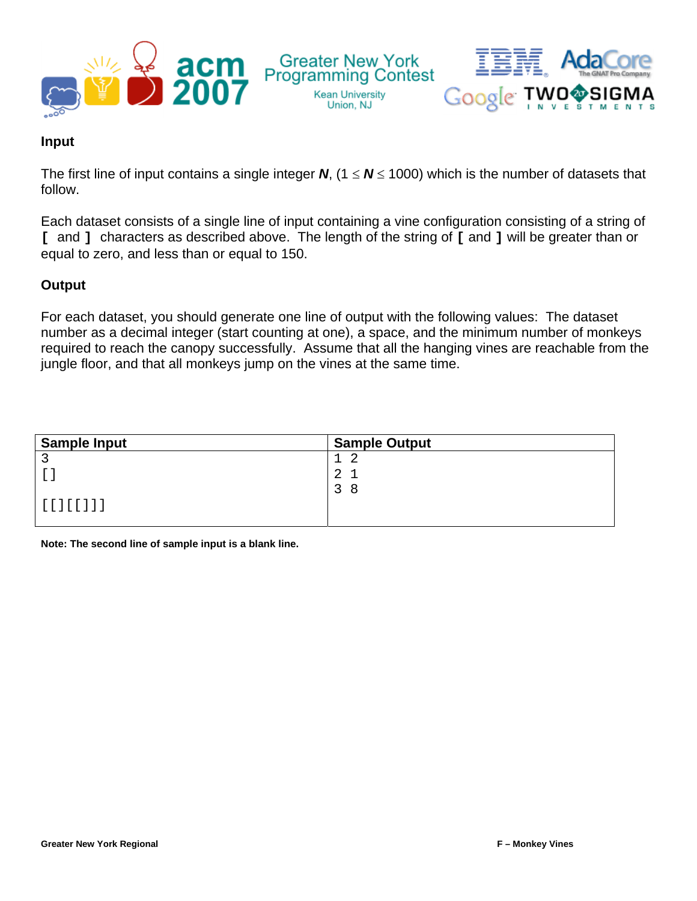### Input

The first line of input contains a single integer ***N***, ($1 \leq N \leq 1000$) which is the number of datasets that follow.

Each dataset consists of a single line of input containing a vine configuration consisting of a string of **[** and **]** characters as described above. The length of the string of **[** and **]** will be greater than or equal to zero, and less than or equal to 150.

### Output

For each dataset, you should generate one line of output with the following values: The dataset number as a decimal integer (start counting at one), a space, and the minimum number of monkeys required to reach the canopy successfully. Assume that all the hanging vines are reachable from the jungle floor, and that all monkeys jump on the vines at the same time.

| Sample Input | Sample Output |
|---|---|
| 3<br>[]<br><br>[[][[]]] | 1 2<br>2 1<br>3 8 |

**Note: The second line of sample input is a blank line.**